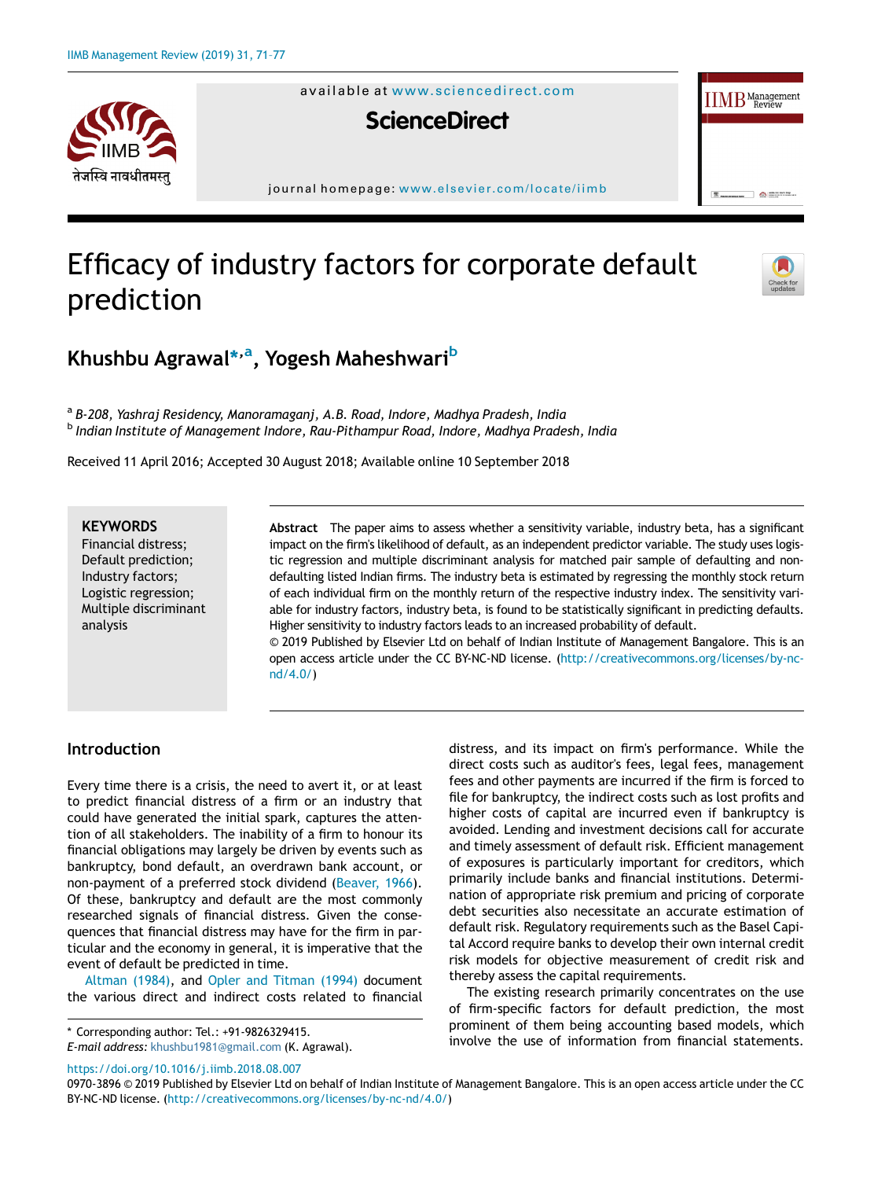# Efficacy of industry factors for corporate default prediction

**Khushbu Agrawal*[a], Yogesh Maheshwari[b]**

[a] *B-208, Yashraj Residency, Manoramaganj, A.B. Road, Indore, Madhya Pradesh, India*
[b] *Indian Institute of Management Indore, Rau-Pithampur Road, Indore, Madhya Pradesh, India*

Received 11 April 2016; Accepted 30 August 2018; Available online 10 September 2018

**KEYWORDS**
Financial distress;
Default prediction;
Industry factors;
Logistic regression;
Multiple discriminant analysis

**Abstract** The paper aims to assess whether a sensitivity variable, industry beta, has a significant impact on the firm's likelihood of default, as an independent predictor variable. The study uses logistic regression and multiple discriminant analysis for matched pair sample of defaulting and non-defaulting listed Indian firms. The industry beta is estimated by regressing the monthly stock return of each individual firm on the monthly return of the respective industry index. The sensitivity variable for industry factors, industry beta, is found to be statistically significant in predicting defaults. Higher sensitivity to industry factors leads to an increased probability of default.
© 2019 Published by Elsevier Ltd on behalf of Indian Institute of Management Bangalore. This is an open access article under the CC BY-NC-ND license. (http://creativecommons.org/licenses/by-nc-nd/4.0/)

## Introduction

Every time there is a crisis, the need to avert it, or at least to predict financial distress of a firm or an industry that could have generated the initial spark, captures the attention of all stakeholders. The inability of a firm to honour its financial obligations may largely be driven by events such as bankruptcy, bond default, an overdrawn bank account, or non-payment of a preferred stock dividend (Beaver, 1966). Of these, bankruptcy and default are the most commonly researched signals of financial distress. Given the consequences that financial distress may have for the firm in particular and the economy in general, it is imperative that the event of default be predicted in time.

Altman (1984), and Opler and Titman (1994) document the various direct and indirect costs related to financial distress, and its impact on firm's performance. While the direct costs such as auditor's fees, legal fees, management fees and other payments are incurred if the firm is forced to file for bankruptcy, the indirect costs such as lost profits and higher costs of capital are incurred even if bankruptcy is avoided. Lending and investment decisions call for accurate and timely assessment of default risk. Efficient management of exposures is particularly important for creditors, which primarily include banks and financial institutions. Determination of appropriate risk premium and pricing of corporate debt securities also necessitate an accurate estimation of default risk. Regulatory requirements such as the Basel Capital Accord require banks to develop their own internal credit risk models for objective measurement of credit risk and thereby assess the capital requirements.

The existing research primarily concentrates on the use of firm-specific factors for default prediction, the most prominent of them being accounting based models, which involve the use of information from financial statements.

\* Corresponding author: Tel.: +91-9826329415.
*E-mail address:* khushbu1981@gmail.com (K. Agrawal).

https://doi.org/10.1016/j.iimb.2018.08.007
0970-3896 © 2019 Published by Elsevier Ltd on behalf of Indian Institute of Management Bangalore. This is an open access article under the CC BY-NC-ND license. (http://creativecommons.org/licenses/by-nc-nd/4.0/)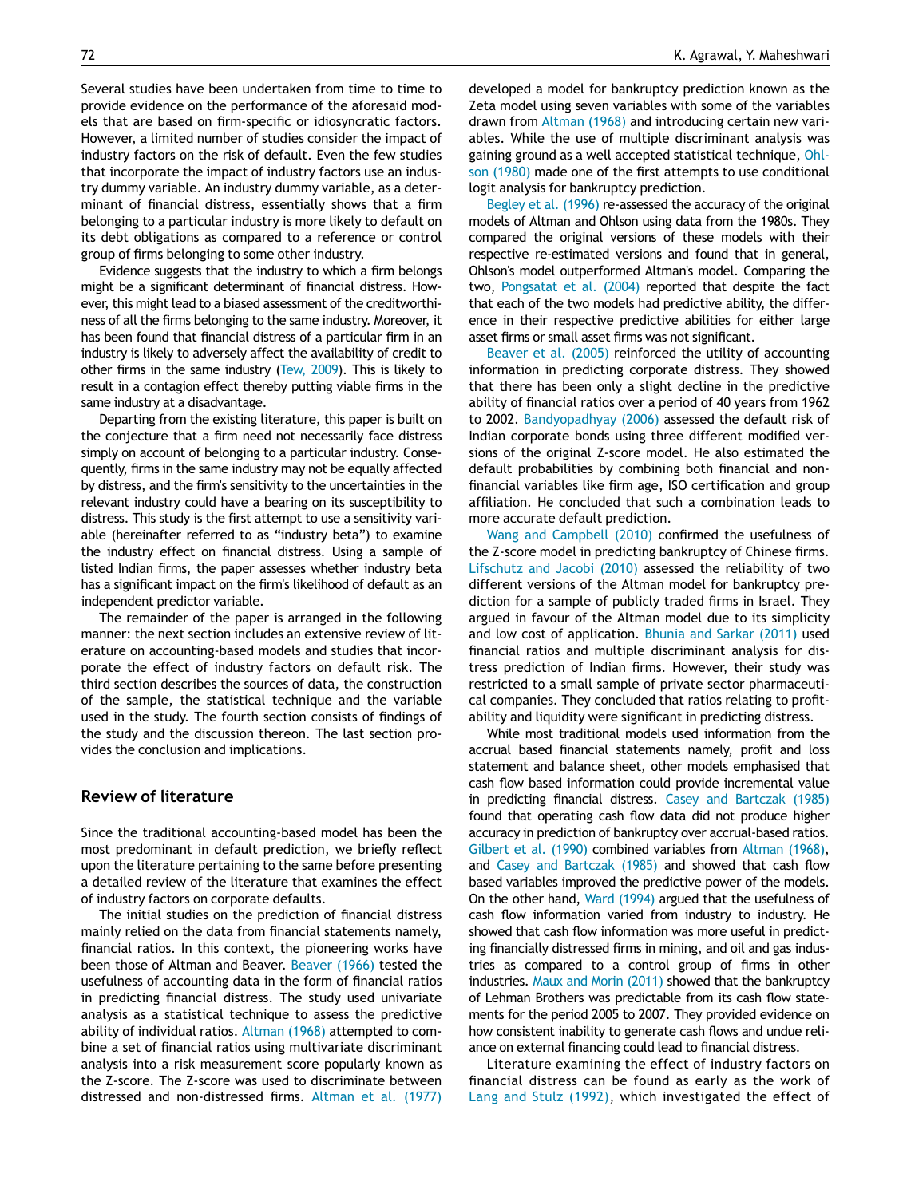Several studies have been undertaken from time to time to provide evidence on the performance of the aforesaid models that are based on firm-specific or idiosyncratic factors. However, a limited number of studies consider the impact of industry factors on the risk of default. Even the few studies that incorporate the impact of industry factors use an industry dummy variable. An industry dummy variable, as a determinant of financial distress, essentially shows that a firm belonging to a particular industry is more likely to default on its debt obligations as compared to a reference or control group of firms belonging to some other industry.

Evidence suggests that the industry to which a firm belongs might be a significant determinant of financial distress. However, this might lead to a biased assessment of the creditworthiness of all the firms belonging to the same industry. Moreover, it has been found that financial distress of a particular firm in an industry is likely to adversely affect the availability of credit to other firms in the same industry (Tew, 2009). This is likely to result in a contagion effect thereby putting viable firms in the same industry at a disadvantage.

Departing from the existing literature, this paper is built on the conjecture that a firm need not necessarily face distress simply on account of belonging to a particular industry. Consequently, firms in the same industry may not be equally affected by distress, and the firm's sensitivity to the uncertainties in the relevant industry could have a bearing on its susceptibility to distress. This study is the first attempt to use a sensitivity variable (hereinafter referred to as "industry beta") to examine the industry effect on financial distress. Using a sample of listed Indian firms, the paper assesses whether industry beta has a significant impact on the firm's likelihood of default as an independent predictor variable.

The remainder of the paper is arranged in the following manner: the next section includes an extensive review of literature on accounting-based models and studies that incorporate the effect of industry factors on default risk. The third section describes the sources of data, the construction of the sample, the statistical technique and the variable used in the study. The fourth section consists of findings of the study and the discussion thereon. The last section provides the conclusion and implications.

## Review of literature

Since the traditional accounting-based model has been the most predominant in default prediction, we briefly reflect upon the literature pertaining to the same before presenting a detailed review of the literature that examines the effect of industry factors on corporate defaults.

The initial studies on the prediction of financial distress mainly relied on the data from financial statements namely, financial ratios. In this context, the pioneering works have been those of Altman and Beaver. Beaver (1966) tested the usefulness of accounting data in the form of financial ratios in predicting financial distress. The study used univariate analysis as a statistical technique to assess the predictive ability of individual ratios. Altman (1968) attempted to combine a set of financial ratios using multivariate discriminant analysis into a risk measurement score popularly known as the Z-score. The Z-score was used to discriminate between distressed and non-distressed firms. Altman et al. (1977) developed a model for bankruptcy prediction known as the Zeta model using seven variables with some of the variables drawn from Altman (1968) and introducing certain new variables. While the use of multiple discriminant analysis was gaining ground as a well accepted statistical technique, Ohlson (1980) made one of the first attempts to use conditional logit analysis for bankruptcy prediction.

Begley et al. (1996) re-assessed the accuracy of the original models of Altman and Ohlson using data from the 1980s. They compared the original versions of these models with their respective re-estimated versions and found that in general, Ohlson's model outperformed Altman's model. Comparing the two, Pongsatat et al. (2004) reported that despite the fact that each of the two models had predictive ability, the difference in their respective predictive abilities for either large asset firms or small asset firms was not significant.

Beaver et al. (2005) reinforced the utility of accounting information in predicting corporate distress. They showed that there has been only a slight decline in the predictive ability of financial ratios over a period of 40 years from 1962 to 2002. Bandyopadhyay (2006) assessed the default risk of Indian corporate bonds using three different modified versions of the original Z-score model. He also estimated the default probabilities by combining both financial and non-financial variables like firm age, ISO certification and group affiliation. He concluded that such a combination leads to more accurate default prediction.

Wang and Campbell (2010) confirmed the usefulness of the Z-score model in predicting bankruptcy of Chinese firms. Lifschutz and Jacobi (2010) assessed the reliability of two different versions of the Altman model for bankruptcy prediction for a sample of publicly traded firms in Israel. They argued in favour of the Altman model due to its simplicity and low cost of application. Bhunia and Sarkar (2011) used financial ratios and multiple discriminant analysis for distress prediction of Indian firms. However, their study was restricted to a small sample of private sector pharmaceutical companies. They concluded that ratios relating to profitability and liquidity were significant in predicting distress.

While most traditional models used information from the accrual based financial statements namely, profit and loss statement and balance sheet, other models emphasised that cash flow based information could provide incremental value in predicting financial distress. Casey and Bartczak (1985) found that operating cash flow data did not produce higher accuracy in prediction of bankruptcy over accrual-based ratios. Gilbert et al. (1990) combined variables from Altman (1968), and Casey and Bartczak (1985) and showed that cash flow based variables improved the predictive power of the models. On the other hand, Ward (1994) argued that the usefulness of cash flow information varied from industry to industry. He showed that cash flow information was more useful in predicting financially distressed firms in mining, and oil and gas industries as compared to a control group of firms in other industries. Maux and Morin (2011) showed that the bankruptcy of Lehman Brothers was predictable from its cash flow statements for the period 2005 to 2007. They provided evidence on how consistent inability to generate cash flows and undue reliance on external financing could lead to financial distress.

Literature examining the effect of industry factors on financial distress can be found as early as the work of Lang and Stulz (1992), which investigated the effect of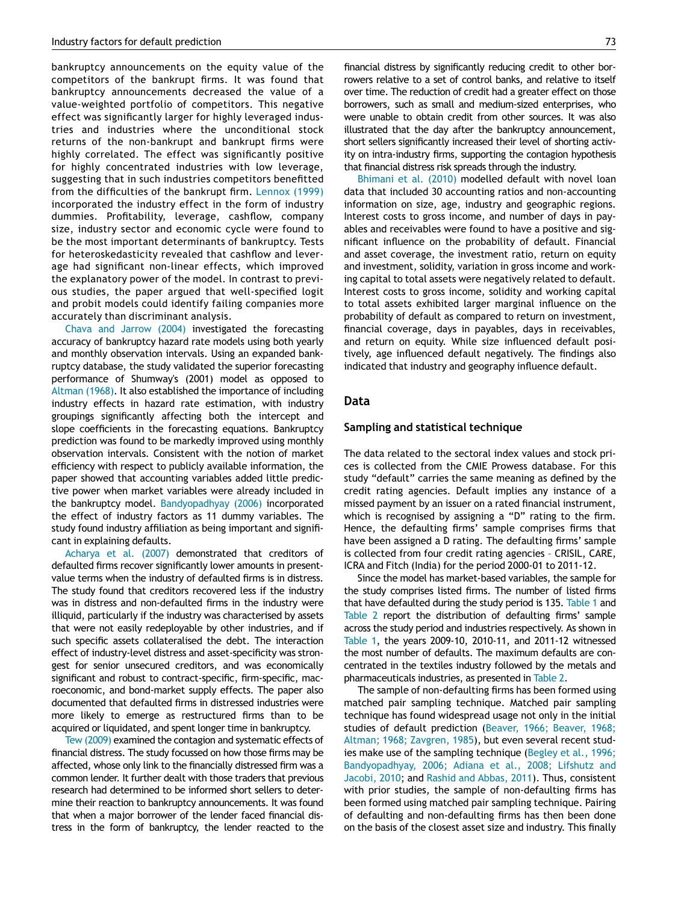bankruptcy announcements on the equity value of the competitors of the bankrupt firms. It was found that bankruptcy announcements decreased the value of a value-weighted portfolio of competitors. This negative effect was significantly larger for highly leveraged industries and industries where the unconditional stock returns of the non-bankrupt and bankrupt firms were highly correlated. The effect was significantly positive for highly concentrated industries with low leverage, suggesting that in such industries competitors benefitted from the difficulties of the bankrupt firm. Lennox (1999) incorporated the industry effect in the form of industry dummies. Profitability, leverage, cashflow, company size, industry sector and economic cycle were found to be the most important determinants of bankruptcy. Tests for heteroskedasticity revealed that cashflow and leverage had significant non-linear effects, which improved the explanatory power of the model. In contrast to previous studies, the paper argued that well-specified logit and probit models could identify failing companies more accurately than discriminant analysis.

Chava and Jarrow (2004) investigated the forecasting accuracy of bankruptcy hazard rate models using both yearly and monthly observation intervals. Using an expanded bankruptcy database, the study validated the superior forecasting performance of Shumway's (2001) model as opposed to Altman (1968). It also established the importance of including industry effects in hazard rate estimation, with industry groupings significantly affecting both the intercept and slope coefficients in the forecasting equations. Bankruptcy prediction was found to be markedly improved using monthly observation intervals. Consistent with the notion of market efficiency with respect to publicly available information, the paper showed that accounting variables added little predictive power when market variables were already included in the bankruptcy model. Bandyopadhyay (2006) incorporated the effect of industry factors as 11 dummy variables. The study found industry affiliation as being important and significant in explaining defaults.

Acharya et al. (2007) demonstrated that creditors of defaulted firms recover significantly lower amounts in present-value terms when the industry of defaulted firms is in distress. The study found that creditors recovered less if the industry was in distress and non-defaulted firms in the industry were illiquid, particularly if the industry was characterised by assets that were not easily redeployable by other industries, and if such specific assets collateralised the debt. The interaction effect of industry-level distress and asset-specificity was strongest for senior unsecured creditors, and was economically significant and robust to contract-specific, firm-specific, macroeconomic, and bond-market supply effects. The paper also documented that defaulted firms in distressed industries were more likely to emerge as restructured firms than to be acquired or liquidated, and spent longer time in bankruptcy.

Tew (2009) examined the contagion and systematic effects of financial distress. The study focussed on how those firms may be affected, whose only link to the financially distressed firm was a common lender. It further dealt with those traders that previous research had determined to be informed short sellers to determine their reaction to bankruptcy announcements. It was found that when a major borrower of the lender faced financial distress in the form of bankruptcy, the lender reacted to the financial distress by significantly reducing credit to other borrowers relative to a set of control banks, and relative to itself over time. The reduction of credit had a greater effect on those borrowers, such as small and medium-sized enterprises, who were unable to obtain credit from other sources. It was also illustrated that the day after the bankruptcy announcement, short sellers significantly increased their level of shorting activity on intra-industry firms, supporting the contagion hypothesis that financial distress risk spreads through the industry.

Bhimani et al. (2010) modelled default with novel loan data that included 30 accounting ratios and non-accounting information on size, age, industry and geographic regions. Interest costs to gross income, and number of days in payables and receivables were found to have a positive and significant influence on the probability of default. Financial and asset coverage, the investment ratio, return on equity and investment, solidity, variation in gross income and working capital to total assets were negatively related to default. Interest costs to gross income, solidity and working capital to total assets exhibited larger marginal influence on the probability of default as compared to return on investment, financial coverage, days in payables, days in receivables, and return on equity. While size influenced default positively, age influenced default negatively. The findings also indicated that industry and geography influence default.

## Data

### Sampling and statistical technique

The data related to the sectoral index values and stock prices is collected from the CMIE Prowess database. For this study "default" carries the same meaning as defined by the credit rating agencies. Default implies any instance of a missed payment by an issuer on a rated financial instrument, which is recognised by assigning a "D" rating to the firm. Hence, the defaulting firms' sample comprises firms that have been assigned a D rating. The defaulting firms' sample is collected from four credit rating agencies – CRISIL, CARE, ICRA and Fitch (India) for the period 2000-01 to 2011-12.

Since the model has market-based variables, the sample for the study comprises listed firms. The number of listed firms that have defaulted during the study period is 135. Table 1 and Table 2 report the distribution of defaulting firms' sample across the study period and industries respectively. As shown in Table 1, the years 2009-10, 2010-11, and 2011-12 witnessed the most number of defaults. The maximum defaults are concentrated in the textiles industry followed by the metals and pharmaceuticals industries, as presented in Table 2.

The sample of non-defaulting firms has been formed using matched pair sampling technique. Matched pair sampling technique has found widespread usage not only in the initial studies of default prediction (Beaver, 1966; Beaver, 1968; Altman; 1968; Zavgren, 1985), but even several recent studies make use of the sampling technique (Begley et al., 1996; Bandyopadhyay, 2006; Adiana et al., 2008; Lifshutz and Jacobi, 2010; and Rashid and Abbas, 2011). Thus, consistent with prior studies, the sample of non-defaulting firms has been formed using matched pair sampling technique. Pairing of defaulting and non-defaulting firms has then been done on the basis of the closest asset size and industry. This finally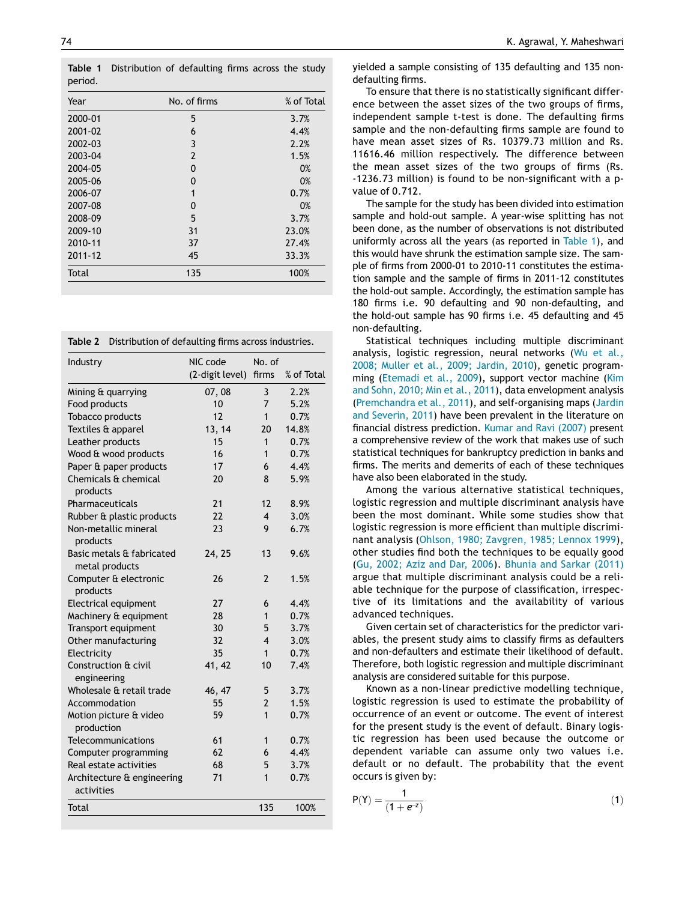**Table 1** Distribution of defaulting firms across the study period.

| Year | No. of firms | % of Total |
|---|---|---|
| 2000-01 | 5 | 3.7% |
| 2001-02 | 6 | 4.4% |
| 2002-03 | 3 | 2.2% |
| 2003-04 | 2 | 1.5% |
| 2004-05 | 0 | 0% |
| 2005-06 | 0 | 0% |
| 2006-07 | 1 | 0.7% |
| 2007-08 | 0 | 0% |
| 2008-09 | 5 | 3.7% |
| 2009-10 | 31 | 23.0% |
| 2010-11 | 37 | 27.4% |
| 2011-12 | 45 | 33.3% |
| Total | 135 | 100% |

**Table 2** Distribution of defaulting firms across industries.

| Industry | NIC code (2-digit level) | No. of firms | % of Total |
|---|---|---|---|
| Mining & quarrying | 07, 08 | 3 | 2.2% |
| Food products | 10 | 7 | 5.2% |
| Tobacco products | 12 | 1 | 0.7% |
| Textiles & apparel | 13, 14 | 20 | 14.8% |
| Leather products | 15 | 1 | 0.7% |
| Wood & wood products | 16 | 1 | 0.7% |
| Paper & paper products | 17 | 6 | 4.4% |
| Chemicals & chemical products | 20 | 8 | 5.9% |
| Pharmaceuticals | 21 | 12 | 8.9% |
| Rubber & plastic products | 22 | 4 | 3.0% |
| Non-metallic mineral products | 23 | 9 | 6.7% |
| Basic metals & fabricated metal products | 24, 25 | 13 | 9.6% |
| Computer & electronic products | 26 | 2 | 1.5% |
| Electrical equipment | 27 | 6 | 4.4% |
| Machinery & equipment | 28 | 1 | 0.7% |
| Transport equipment | 30 | 5 | 3.7% |
| Other manufacturing | 32 | 4 | 3.0% |
| Electricity | 35 | 1 | 0.7% |
| Construction & civil engineering | 41, 42 | 10 | 7.4% |
| Wholesale & retail trade | 46, 47 | 5 | 3.7% |
| Accommodation | 55 | 2 | 1.5% |
| Motion picture & video production | 59 | 1 | 0.7% |
| Telecommunications | 61 | 1 | 0.7% |
| Computer programming | 62 | 6 | 4.4% |
| Real estate activities | 68 | 5 | 3.7% |
| Architecture & engineering activities | 71 | 1 | 0.7% |
| Total | | 135 | 100% |

yielded a sample consisting of 135 defaulting and 135 non-defaulting firms.

To ensure that there is no statistically significant difference between the asset sizes of the two groups of firms, independent sample t-test is done. The defaulting firms sample and the non-defaulting firms sample are found to have mean asset sizes of Rs. 10379.73 million and Rs. 11616.46 million respectively. The difference between the mean asset sizes of the two groups of firms (Rs. -1236.73 million) is found to be non-significant with a p-value of 0.712.

The sample for the study has been divided into estimation sample and hold-out sample. A year-wise splitting has not been done, as the number of observations is not distributed uniformly across all the years (as reported in Table 1), and this would have shrunk the estimation sample size. The sample of firms from 2000-01 to 2010-11 constitutes the estimation sample and the sample of firms in 2011-12 constitutes the hold-out sample. Accordingly, the estimation sample has 180 firms i.e. 90 defaulting and 90 non-defaulting, and the hold-out sample has 90 firms i.e. 45 defaulting and 45 non-defaulting.

Statistical techniques including multiple discriminant analysis, logistic regression, neural networks (Wu et al., 2008; Muller et al., 2009; Jardin, 2010), genetic programming (Etemadi et al., 2009), support vector machine (Kim and Sohn, 2010; Min et al., 2011), data envelopment analysis (Premchandra et al., 2011), and self-organising maps (Jardin and Severin, 2011) have been prevalent in the literature on financial distress prediction. Kumar and Ravi (2007) present a comprehensive review of the work that makes use of such statistical techniques for bankruptcy prediction in banks and firms. The merits and demerits of each of these techniques have also been elaborated in the study.

Among the various alternative statistical techniques, logistic regression and multiple discriminant analysis have been the most dominant. While some studies show that logistic regression is more efficient than multiple discriminant analysis (Ohlson, 1980; Zavgren, 1985; Lennox 1999), other studies find both the techniques to be equally good (Gu, 2002; Aziz and Dar, 2006). Bhunia and Sarkar (2011) argue that multiple discriminant analysis could be a reliable technique for the purpose of classification, irrespective of its limitations and the availability of various advanced techniques.

Given certain set of characteristics for the predictor variables, the present study aims to classify firms as defaulters and non-defaulters and estimate their likelihood of default. Therefore, both logistic regression and multiple discriminant analysis are considered suitable for this purpose.

Known as a non-linear predictive modelling technique, logistic regression is used to estimate the probability of occurrence of an event or outcome. The event of interest for the present study is the event of default. Binary logistic regression has been used because the outcome or dependent variable can assume only two values i.e. default or no default. The probability that the event occurs is given by:

$$P(Y) = \frac{1}{(1 + e^{-z})} \tag{1}$$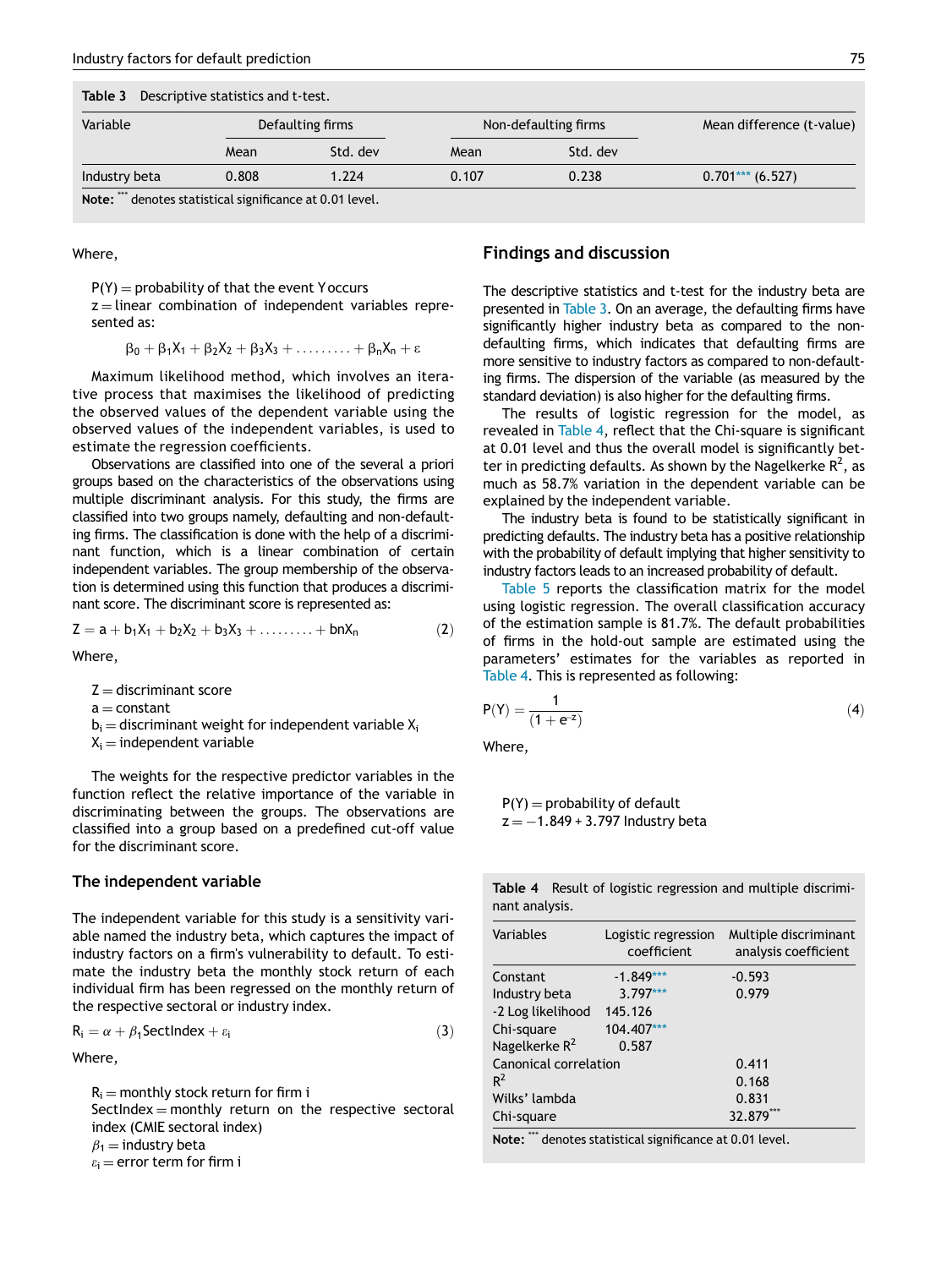**Table 3** Descriptive statistics and t-test.

| Variable | Defaulting firms | | Non-defaulting firms | | Mean difference (t-value) |
|---|---|---|---|---|---|
| | Mean | Std. dev | Mean | Std. dev | |
| Industry beta | 0.808 | 1.224 | 0.107 | 0.238 | 0.701*** (6.527) |

**Note:** *** denotes statistical significance at 0.01 level.

Where,

$P(Y)$ = probability of that the event $Y$ occurs
$z$ = linear combination of independent variables represented as:

$$\beta_0 + \beta_1 X_1 + \beta_2 X_2 + \beta_3 X_3 + \ldots\ldots\ldots + \beta_n X_n + \varepsilon$$

Maximum likelihood method, which involves an iterative process that maximises the likelihood of predicting the observed values of the dependent variable using the observed values of the independent variables, is used to estimate the regression coefficients.

Observations are classified into one of the several a priori groups based on the characteristics of the observations using multiple discriminant analysis. For this study, the firms are classified into two groups namely, defaulting and non-defaulting firms. The classification is done with the help of a discriminant function, which is a linear combination of certain independent variables. The group membership of the observation is determined using this function that produces a discriminant score. The discriminant score is represented as:

$$Z = a + b_1 X_1 + b_2 X_2 + b_3 X_3 + \ldots\ldots\ldots + bnX_n \quad (2)$$

Where,

$Z$ = discriminant score
$a$ = constant
$b_i$ = discriminant weight for independent variable $X_i$
$X_i$ = independent variable

The weights for the respective predictor variables in the function reflect the relative importance of the variable in discriminating between the groups. The observations are classified into a group based on a predefined cut-off value for the discriminant score.

### The independent variable

The independent variable for this study is a sensitivity variable named the industry beta, which captures the impact of industry factors on a firm's vulnerability to default. To estimate the industry beta the monthly stock return of each individual firm has been regressed on the monthly return of the respective sectoral or industry index.

$$R_i = \alpha + \beta_1 \text{SectIndex} + \varepsilon_i \quad (3)$$

Where,

$R_i$ = monthly stock return for firm i
SectIndex = monthly return on the respective sectoral index (CMIE sectoral index)
$\beta_1$ = industry beta
$\varepsilon_i$ = error term for firm i

## Findings and discussion

The descriptive statistics and t-test for the industry beta are presented in Table 3. On an average, the defaulting firms have significantly higher industry beta as compared to the non-defaulting firms, which indicates that defaulting firms are more sensitive to industry factors as compared to non-defaulting firms. The dispersion of the variable (as measured by the standard deviation) is also higher for the defaulting firms.

The results of logistic regression for the model, as revealed in Table 4, reflect that the Chi-square is significant at 0.01 level and thus the overall model is significantly better in predicting defaults. As shown by the Nagelkerke $R^2$, as much as 58.7% variation in the dependent variable can be explained by the independent variable.

The industry beta is found to be statistically significant in predicting defaults. The industry beta has a positive relationship with the probability of default implying that higher sensitivity to industry factors leads to an increased probability of default.

Table 5 reports the classification matrix for the model using logistic regression. The overall classification accuracy of the estimation sample is 81.7%. The default probabilities of firms in the hold-out sample are estimated using the parameters' estimates for the variables as reported in Table 4. This is represented as following:

$$P(Y) = \frac{1}{(1 + e^{-z})} \quad (4)$$

Where,

$P(Y)$ = probability of default
$z = -1.849 + 3.797$ Industry beta

**Table 4** Result of logistic regression and multiple discriminant analysis.

| Variables | Logistic regression coefficient | Multiple discriminant analysis coefficient |
|---|---|---|
| Constant | -1.849*** | -0.593 |
| Industry beta | 3.797*** | 0.979 |
| -2 Log likelihood | 145.126 | |
| Chi-square | 104.407*** | |
| Nagelkerke $R^2$ | 0.587 | |
| Canonical correlation | | 0.411 |
| $R^2$ | | 0.168 |
| Wilks' lambda | | 0.831 |
| Chi-square | | 32.879*** |

**Note:** *** denotes statistical significance at 0.01 level.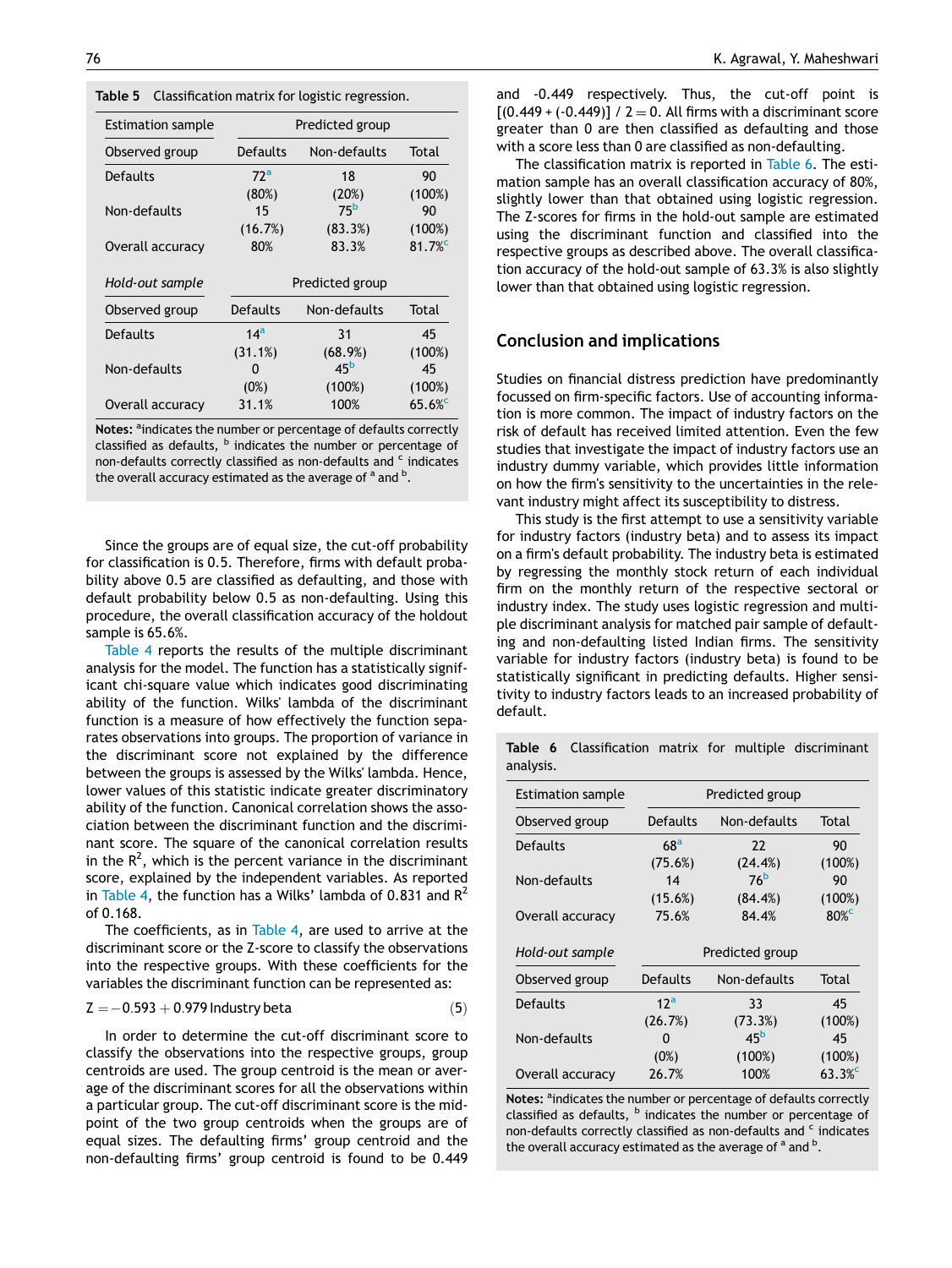**Table 5** Classification matrix for logistic regression.

| Estimation sample | Predicted group | | |
|---|---|---|---|
| Observed group | Defaults | Non-defaults | Total |
| Defaults | 72[a] (80%) | 18 (20%) | 90 (100%) |
| Non-defaults | 15 (16.7%) | 75[b] (83.3%) | 90 (100%) |
| Overall accuracy | 80% | 83.3% | 81.7%[c] |
| *Hold-out sample* | Predicted group | | |
| Observed group | Defaults | Non-defaults | Total |
| Defaults | 14[a] (31.1%) | 31 (68.9%) | 45 (100%) |
| Non-defaults | 0 (0%) | 45[b] (100%) | 45 (100%) |
| Overall accuracy | 31.1% | 100% | 65.6%[c] |

**Notes:** [a]indicates the number or percentage of defaults correctly classified as defaults, [b] indicates the number or percentage of non-defaults correctly classified as non-defaults and [c] indicates the overall accuracy estimated as the average of [a] and [b].

Since the groups are of equal size, the cut-off probability for classification is 0.5. Therefore, firms with default probability above 0.5 are classified as defaulting, and those with default probability below 0.5 as non-defaulting. Using this procedure, the overall classification accuracy of the holdout sample is 65.6%.

Table 4 reports the results of the multiple discriminant analysis for the model. The function has a statistically significant chi-square value which indicates good discriminating ability of the function. Wilks' lambda of the discriminant function is a measure of how effectively the function separates observations into groups. The proportion of variance in the discriminant score not explained by the difference between the groups is assessed by the Wilks' lambda. Hence, lower values of this statistic indicate greater discriminatory ability of the function. Canonical correlation shows the association between the discriminant function and the discriminant score. The square of the canonical correlation results in the $R^2$, which is the percent variance in the discriminant score, explained by the independent variables. As reported in Table 4, the function has a Wilks' lambda of 0.831 and $R^2$ of 0.168.

The coefficients, as in Table 4, are used to arrive at the discriminant score or the Z-score to classify the observations into the respective groups. With these coefficients for the variables the discriminant function can be represented as:

$$Z = -0.593 + 0.979\,\text{Industry beta} \quad (5)$$

In order to determine the cut-off discriminant score to classify the observations into the respective groups, group centroids are used. The group centroid is the mean or average of the discriminant scores for all the observations within a particular group. The cut-off discriminant score is the midpoint of the two group centroids when the groups are of equal sizes. The defaulting firms' group centroid and the non-defaulting firms' group centroid is found to be 0.449 and -0.449 respectively. Thus, the cut-off point is [(0.449 + (-0.449)] / 2 = 0. All firms with a discriminant score greater than 0 are then classified as defaulting and those with a score less than 0 are classified as non-defaulting.

The classification matrix is reported in Table 6. The estimation sample has an overall classification accuracy of 80%, slightly lower than that obtained using logistic regression. The Z-scores for firms in the hold-out sample are estimated using the discriminant function and classified into the respective groups as described above. The overall classification accuracy of the hold-out sample of 63.3% is also slightly lower than that obtained using logistic regression.

## Conclusion and implications

Studies on financial distress prediction have predominantly focussed on firm-specific factors. Use of accounting information is more common. The impact of industry factors on the risk of default has received limited attention. Even the few studies that investigate the impact of industry factors use an industry dummy variable, which provides little information on how the firm's sensitivity to the uncertainties in the relevant industry might affect its susceptibility to distress.

This study is the first attempt to use a sensitivity variable for industry factors (industry beta) and to assess its impact on a firm's default probability. The industry beta is estimated by regressing the monthly stock return of each individual firm on the monthly return of the respective sectoral or industry index. The study uses logistic regression and multiple discriminant analysis for matched pair sample of defaulting and non-defaulting listed Indian firms. The sensitivity variable for industry factors (industry beta) is found to be statistically significant in predicting defaults. Higher sensitivity to industry factors leads to an increased probability of default.

**Table 6** Classification matrix for multiple discriminant analysis.

| Estimation sample | Predicted group | | |
|---|---|---|---|
| Observed group | Defaults | Non-defaults | Total |
| Defaults | 68[a] (75.6%) | 22 (24.4%) | 90 (100%) |
| Non-defaults | 14 (15.6%) | 76[b] (84.4%) | 90 (100%) |
| Overall accuracy | 75.6% | 84.4% | 80%[c] |
| *Hold-out sample* | Predicted group | | |
| Observed group | Defaults | Non-defaults | Total |
| Defaults | 12[a] (26.7%) | 33 (73.3%) | 45 (100%) |
| Non-defaults | 0 (0%) | 45[b] (100%) | 45 (100%) |
| Overall accuracy | 26.7% | 100% | 63.3%[c] |

**Notes:** [a]indicates the number or percentage of defaults correctly classified as defaults, [b] indicates the number or percentage of non-defaults correctly classified as non-defaults and [c] indicates the overall accuracy estimated as the average of [a] and [b].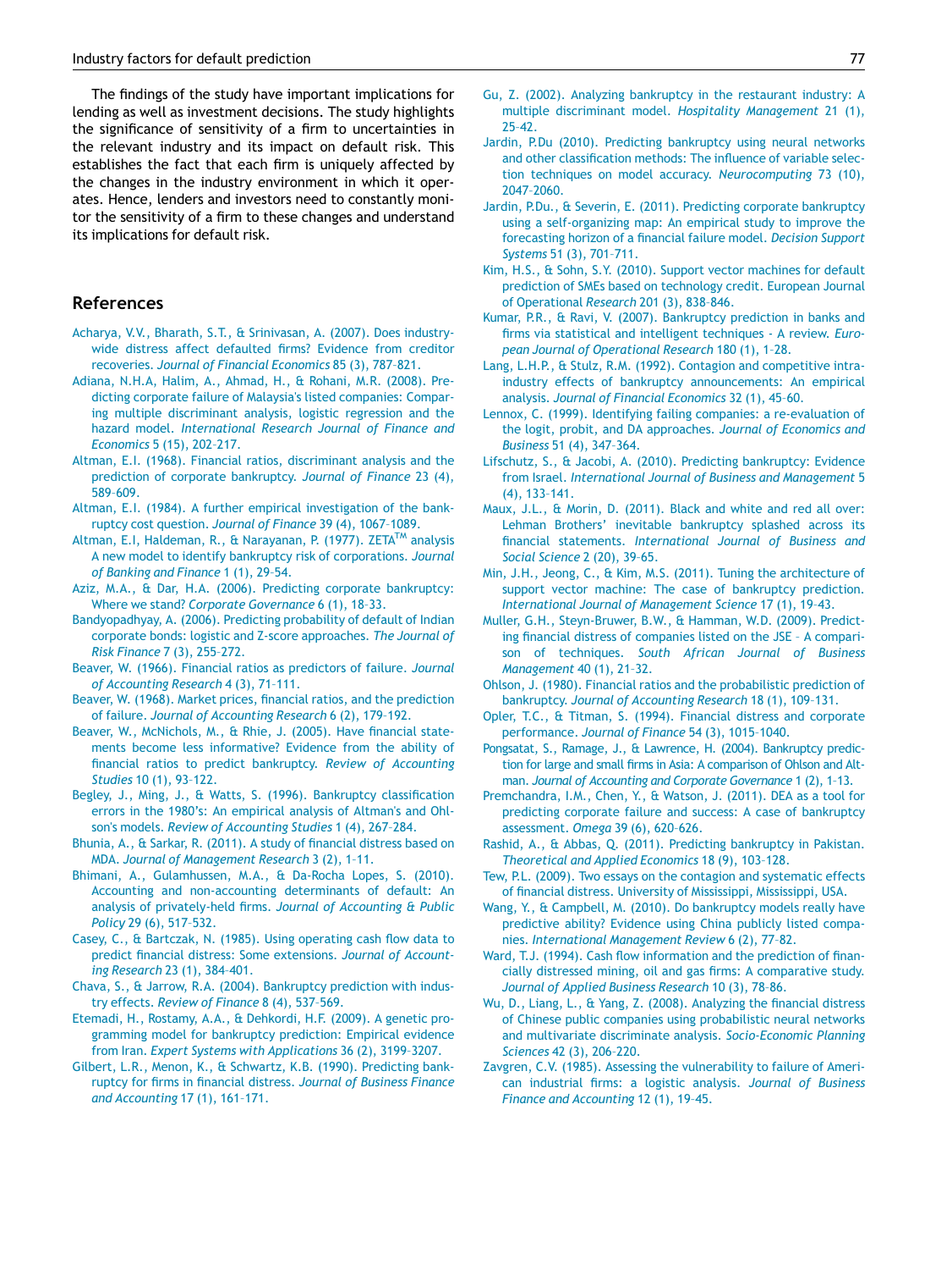The findings of the study have important implications for lending as well as investment decisions. The study highlights the significance of sensitivity of a firm to uncertainties in the relevant industry and its impact on default risk. This establishes the fact that each firm is uniquely affected by the changes in the industry environment in which it operates. Hence, lenders and investors need to constantly monitor the sensitivity of a firm to these changes and understand its implications for default risk.

## References

Acharya, V.V., Bharath, S.T., & Srinivasan, A. (2007). Does industry-wide distress affect defaulted firms? Evidence from creditor recoveries. *Journal of Financial Economics* 85 (3), 787–821.

Adiana, N.H.A, Halim, A., Ahmad, H., & Rohani, M.R. (2008). Predicting corporate failure of Malaysia's listed companies: Comparing multiple discriminant analysis, logistic regression and the hazard model. *International Research Journal of Finance and Economics* 5 (15), 202–217.

Altman, E.I. (1968). Financial ratios, discriminant analysis and the prediction of corporate bankruptcy. *Journal of Finance* 23 (4), 589–609.

Altman, E.I. (1984). A further empirical investigation of the bankruptcy cost question. *Journal of Finance* 39 (4), 1067–1089.

Altman, E.I, Haldeman, R., & Narayanan, P. (1977). ZETA[TM] analysis A new model to identify bankruptcy risk of corporations. *Journal of Banking and Finance* 1 (1), 29–54.

Aziz, M.A., & Dar, H.A. (2006). Predicting corporate bankruptcy: Where we stand? *Corporate Governance* 6 (1), 18–33.

Bandyopadhyay, A. (2006). Predicting probability of default of Indian corporate bonds: logistic and Z-score approaches. *The Journal of Risk Finance* 7 (3), 255–272.

Beaver, W. (1966). Financial ratios as predictors of failure. *Journal of Accounting Research* 4 (3), 71–111.

Beaver, W. (1968). Market prices, financial ratios, and the prediction of failure. *Journal of Accounting Research* 6 (2), 179–192.

Beaver, W., McNichols, M., & Rhie, J. (2005). Have financial statements become less informative? Evidence from the ability of financial ratios to predict bankruptcy. *Review of Accounting Studies* 10 (1), 93–122.

Begley, J., Ming, J., & Watts, S. (1996). Bankruptcy classification errors in the 1980's: An empirical analysis of Altman's and Ohlson's models. *Review of Accounting Studies* 1 (4), 267–284.

Bhunia, A., & Sarkar, R. (2011). A study of financial distress based on MDA. *Journal of Management Research* 3 (2), 1–11.

Bhimani, A., Gulamhussen, M.A., & Da-Rocha Lopes, S. (2010). Accounting and non-accounting determinants of default: An analysis of privately-held firms. *Journal of Accounting & Public Policy* 29 (6), 517–532.

Casey, C., & Bartczak, N. (1985). Using operating cash flow data to predict financial distress: Some extensions. *Journal of Accounting Research* 23 (1), 384–401.

Chava, S., & Jarrow, R.A. (2004). Bankruptcy prediction with industry effects. *Review of Finance* 8 (4), 537–569.

Etemadi, H., Rostamy, A.A., & Dehkordi, H.F. (2009). A genetic programming model for bankruptcy prediction: Empirical evidence from Iran. *Expert Systems with Applications* 36 (2), 3199–3207.

Gilbert, L.R., Menon, K., & Schwartz, K.B. (1990). Predicting bankruptcy for firms in financial distress. *Journal of Business Finance and Accounting* 17 (1), 161–171.

Gu, Z. (2002). Analyzing bankruptcy in the restaurant industry: A multiple discriminant model. *Hospitality Management* 21 (1), 25–42.

Jardin, P.Du (2010). Predicting bankruptcy using neural networks and other classification methods: The influence of variable selection techniques on model accuracy. *Neurocomputing* 73 (10), 2047–2060.

Jardin, P.Du., & Severin, E. (2011). Predicting corporate bankruptcy using a self-organizing map: An empirical study to improve the forecasting horizon of a financial failure model. *Decision Support Systems* 51 (3), 701–711.

Kim, H.S., & Sohn, S.Y. (2010). Support vector machines for default prediction of SMEs based on technology credit. European Journal of Operational *Research* 201 (3), 838–846.

Kumar, P.R., & Ravi, V. (2007). Bankruptcy prediction in banks and firms via statistical and intelligent techniques - A review. *European Journal of Operational Research* 180 (1), 1–28.

Lang, L.H.P., & Stulz, R.M. (1992). Contagion and competitive intra-industry effects of bankruptcy announcements: An empirical analysis. *Journal of Financial Economics* 32 (1), 45–60.

Lennox, C. (1999). Identifying failing companies: a re-evaluation of the logit, probit, and DA approaches. *Journal of Economics and Business* 51 (4), 347–364.

Lifschutz, S., & Jacobi, A. (2010). Predicting bankruptcy: Evidence from Israel. *International Journal of Business and Management* 5 (4), 133–141.

Maux, J.L., & Morin, D. (2011). Black and white and red all over: Lehman Brothers' inevitable bankruptcy splashed across its financial statements. *International Journal of Business and Social Science* 2 (20), 39–65.

Min, J.H., Jeong, C., & Kim, M.S. (2011). Tuning the architecture of support vector machine: The case of bankruptcy prediction. *International Journal of Management Science* 17 (1), 19–43.

Muller, G.H., Steyn-Bruwer, B.W., & Hamman, W.D. (2009). Predicting financial distress of companies listed on the JSE – A comparison of techniques. *South African Journal of Business Management* 40 (1), 21–32.

Ohlson, J. (1980). Financial ratios and the probabilistic prediction of bankruptcy. *Journal of Accounting Research* 18 (1), 109–131.

Opler, T.C., & Titman, S. (1994). Financial distress and corporate performance. *Journal of Finance* 54 (3), 1015–1040.

Pongsatat, S., Ramage, J., & Lawrence, H. (2004). Bankruptcy prediction for large and small firms in Asia: A comparison of Ohlson and Altman. *Journal of Accounting and Corporate Governance* 1 (2), 1–13.

Premchandra, I.M., Chen, Y., & Watson, J. (2011). DEA as a tool for predicting corporate failure and success: A case of bankruptcy assessment. *Omega* 39 (6), 620–626.

Rashid, A., & Abbas, Q. (2011). Predicting bankruptcy in Pakistan. *Theoretical and Applied Economics* 18 (9), 103–128.

Tew, P.L. (2009). Two essays on the contagion and systematic effects of financial distress. University of Mississippi, Mississippi, USA.

Wang, Y., & Campbell, M. (2010). Do bankruptcy models really have predictive ability? Evidence using China publicly listed companies. *International Management Review* 6 (2), 77–82.

Ward, T.J. (1994). Cash flow information and the prediction of financially distressed mining, oil and gas firms: A comparative study. *Journal of Applied Business Research* 10 (3), 78–86.

Wu, D., Liang, L., & Yang, Z. (2008). Analyzing the financial distress of Chinese public companies using probabilistic neural networks and multivariate discriminate analysis. *Socio-Economic Planning Sciences* 42 (3), 206–220.

Zavgren, C.V. (1985). Assessing the vulnerability to failure of American industrial firms: a logistic analysis. *Journal of Business Finance and Accounting* 12 (1), 19–45.